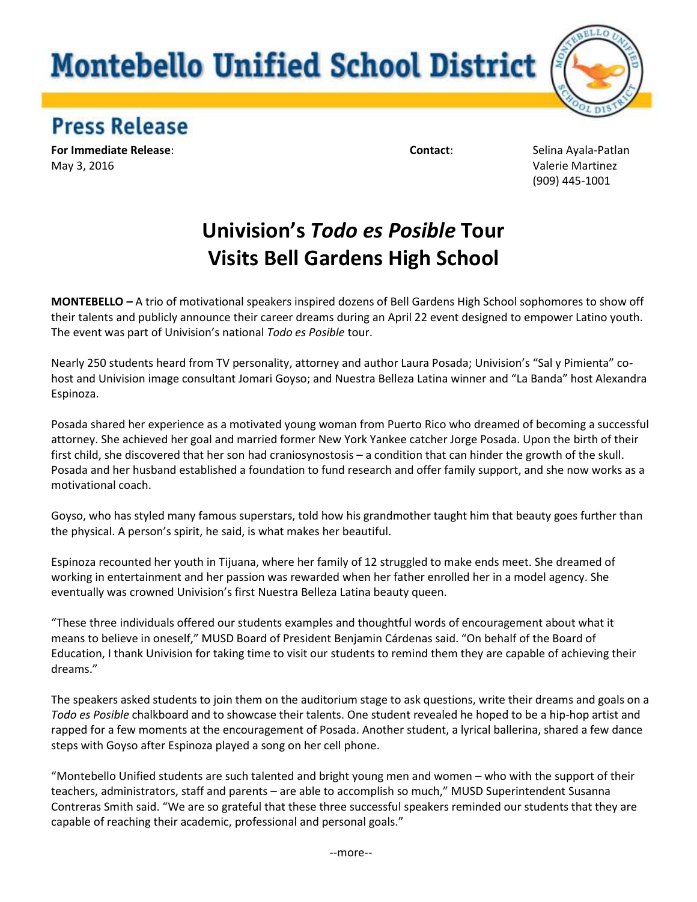# Montebello Unified School District

## Press Release

**For Immediate Release**:
May 3, 2016

**Contact**: Selina Ayala-Patlan
Valerie Martinez
(909) 445-1001

# Univision's *Todo es Posible* Tour Visits Bell Gardens High School

**MONTEBELLO –** A trio of motivational speakers inspired dozens of Bell Gardens High School sophomores to show off their talents and publicly announce their career dreams during an April 22 event designed to empower Latino youth. The event was part of Univision's national *Todo es Posible* tour.

Nearly 250 students heard from TV personality, attorney and author Laura Posada; Univision's "Sal y Pimienta" co-host and Univision image consultant Jomari Goyso; and Nuestra Belleza Latina winner and "La Banda" host Alexandra Espinoza.

Posada shared her experience as a motivated young woman from Puerto Rico who dreamed of becoming a successful attorney. She achieved her goal and married former New York Yankee catcher Jorge Posada. Upon the birth of their first child, she discovered that her son had craniosynostosis – a condition that can hinder the growth of the skull. Posada and her husband established a foundation to fund research and offer family support, and she now works as a motivational coach.

Goyso, who has styled many famous superstars, told how his grandmother taught him that beauty goes further than the physical. A person's spirit, he said, is what makes her beautiful.

Espinoza recounted her youth in Tijuana, where her family of 12 struggled to make ends meet. She dreamed of working in entertainment and her passion was rewarded when her father enrolled her in a model agency. She eventually was crowned Univision's first Nuestra Belleza Latina beauty queen.

"These three individuals offered our students examples and thoughtful words of encouragement about what it means to believe in oneself," MUSD Board of President Benjamin Cárdenas said. "On behalf of the Board of Education, I thank Univision for taking time to visit our students to remind them they are capable of achieving their dreams."

The speakers asked students to join them on the auditorium stage to ask questions, write their dreams and goals on a *Todo es Posible* chalkboard and to showcase their talents. One student revealed he hoped to be a hip-hop artist and rapped for a few moments at the encouragement of Posada. Another student, a lyrical ballerina, shared a few dance steps with Goyso after Espinoza played a song on her cell phone.

"Montebello Unified students are such talented and bright young men and women – who with the support of their teachers, administrators, staff and parents – are able to accomplish so much," MUSD Superintendent Susanna Contreras Smith said. "We are so grateful that these three successful speakers reminded our students that they are capable of reaching their academic, professional and personal goals."

--more--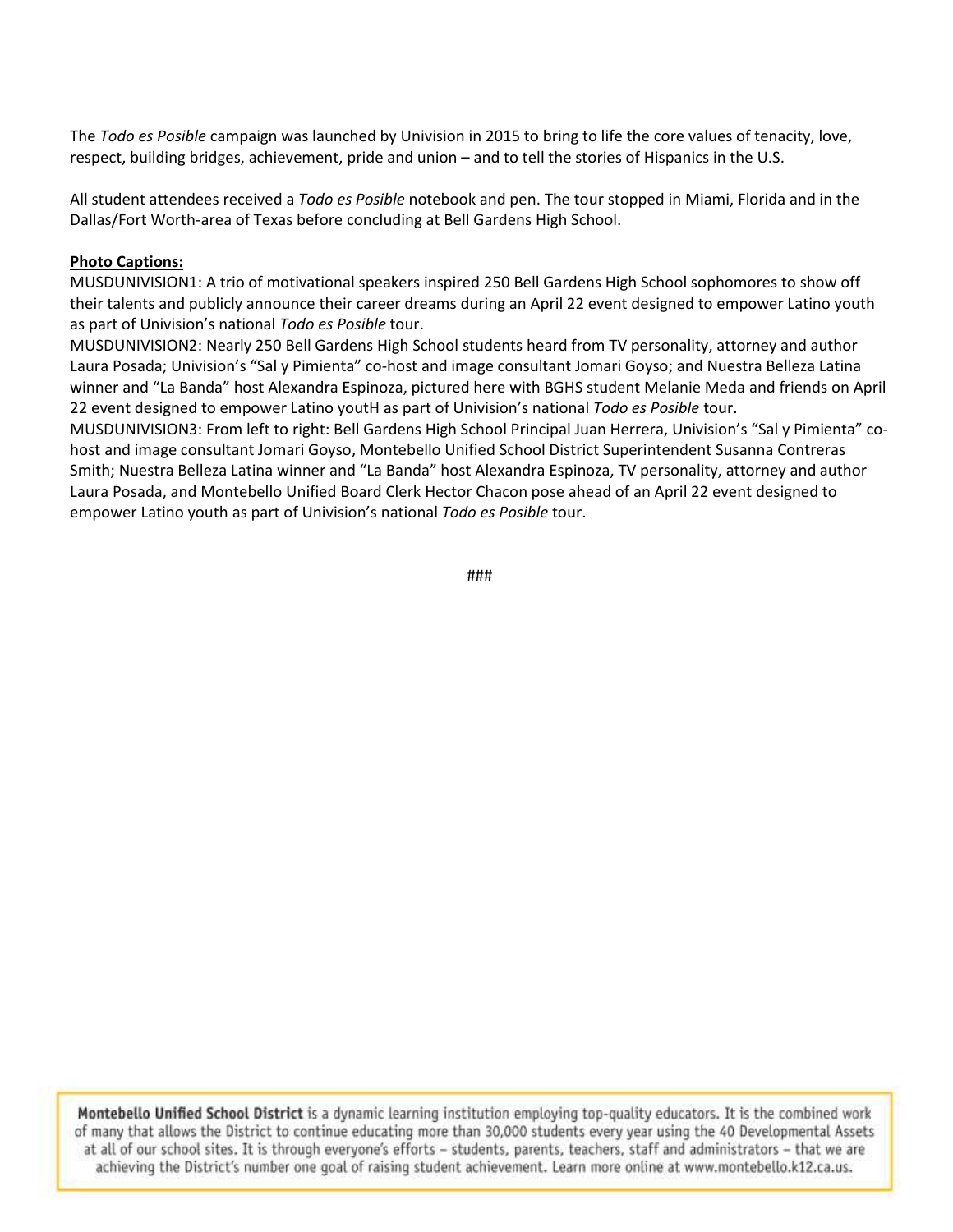The *Todo es Posible* campaign was launched by Univision in 2015 to bring to life the core values of tenacity, love, respect, building bridges, achievement, pride and union – and to tell the stories of Hispanics in the U.S.

All student attendees received a *Todo es Posible* notebook and pen. The tour stopped in Miami, Florida and in the Dallas/Fort Worth-area of Texas before concluding at Bell Gardens High School.

**Photo Captions:**

MUSDUNIVISION1: A trio of motivational speakers inspired 250 Bell Gardens High School sophomores to show off their talents and publicly announce their career dreams during an April 22 event designed to empower Latino youth as part of Univision's national *Todo es Posible* tour.

MUSDUNIVISION2: Nearly 250 Bell Gardens High School students heard from TV personality, attorney and author Laura Posada; Univision's "Sal y Pimienta" co-host and image consultant Jomari Goyso; and Nuestra Belleza Latina winner and "La Banda" host Alexandra Espinoza, pictured here with BGHS student Melanie Meda and friends on April 22 event designed to empower Latino youtH as part of Univision's national *Todo es Posible* tour.

MUSDUNIVISION3: From left to right: Bell Gardens High School Principal Juan Herrera, Univision's "Sal y Pimienta" co-host and image consultant Jomari Goyso, Montebello Unified School District Superintendent Susanna Contreras Smith; Nuestra Belleza Latina winner and "La Banda" host Alexandra Espinoza, TV personality, attorney and author Laura Posada, and Montebello Unified Board Clerk Hector Chacon pose ahead of an April 22 event designed to empower Latino youth as part of Univision's national *Todo es Posible* tour.

###

**Montebello Unified School District** is a dynamic learning institution employing top-quality educators. It is the combined work of many that allows the District to continue educating more than 30,000 students every year using the 40 Developmental Assets at all of our school sites. It is through everyone's efforts – students, parents, teachers, staff and administrators – that we are achieving the District's number one goal of raising student achievement. Learn more online at www.montebello.k12.ca.us.